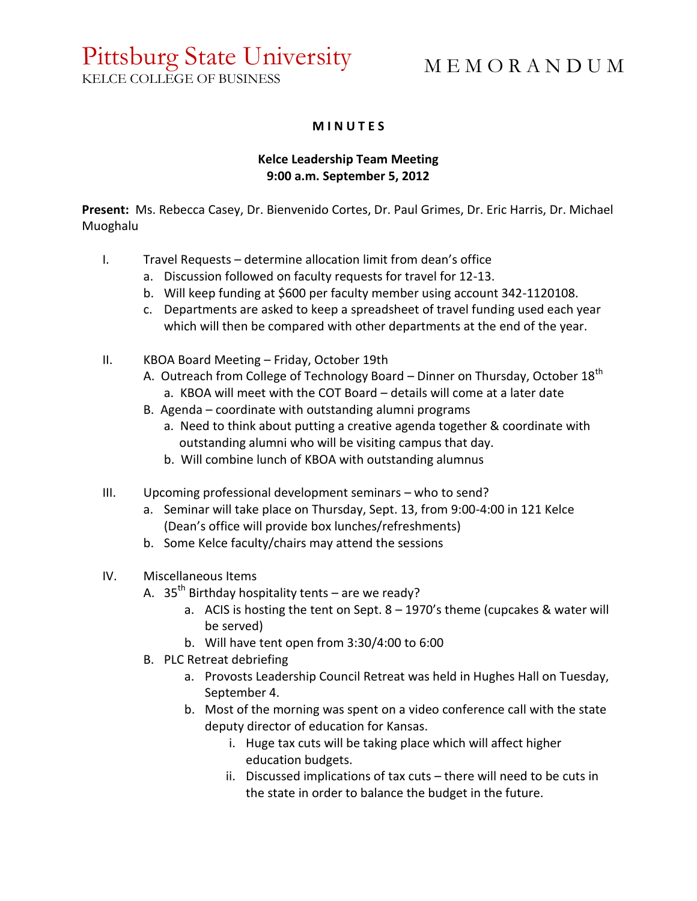# Pittsburg State University
KELCE COLLEGE OF BUSINESS

M E M O R A N D U M

**M I N U T E S**

**Kelce Leadership Team Meeting**
**9:00 a.m. September 5, 2012**

**Present:** Ms. Rebecca Casey, Dr. Bienvenido Cortes, Dr. Paul Grimes, Dr. Eric Harris, Dr. Michael Muoghalu

I. Travel Requests – determine allocation limit from dean's office
   a. Discussion followed on faculty requests for travel for 12-13.
   b. Will keep funding at $600 per faculty member using account 342-1120108.
   c. Departments are asked to keep a spreadsheet of travel funding used each year which will then be compared with other departments at the end of the year.

II. KBOA Board Meeting – Friday, October 19th
   A. Outreach from College of Technology Board – Dinner on Thursday, October 18th
      a. KBOA will meet with the COT Board – details will come at a later date
   B. Agenda – coordinate with outstanding alumni programs
      a. Need to think about putting a creative agenda together & coordinate with outstanding alumni who will be visiting campus that day.
      b. Will combine lunch of KBOA with outstanding alumnus

III. Upcoming professional development seminars – who to send?
   a. Seminar will take place on Thursday, Sept. 13, from 9:00-4:00 in 121 Kelce (Dean's office will provide box lunches/refreshments)
   b. Some Kelce faculty/chairs may attend the sessions

IV. Miscellaneous Items
   A. 35th Birthday hospitality tents – are we ready?
      a. ACIS is hosting the tent on Sept. 8 – 1970's theme (cupcakes & water will be served)
      b. Will have tent open from 3:30/4:00 to 6:00
   B. PLC Retreat debriefing
      a. Provosts Leadership Council Retreat was held in Hughes Hall on Tuesday, September 4.
      b. Most of the morning was spent on a video conference call with the state deputy director of education for Kansas.
         i. Huge tax cuts will be taking place which will affect higher education budgets.
         ii. Discussed implications of tax cuts – there will need to be cuts in the state in order to balance the budget in the future.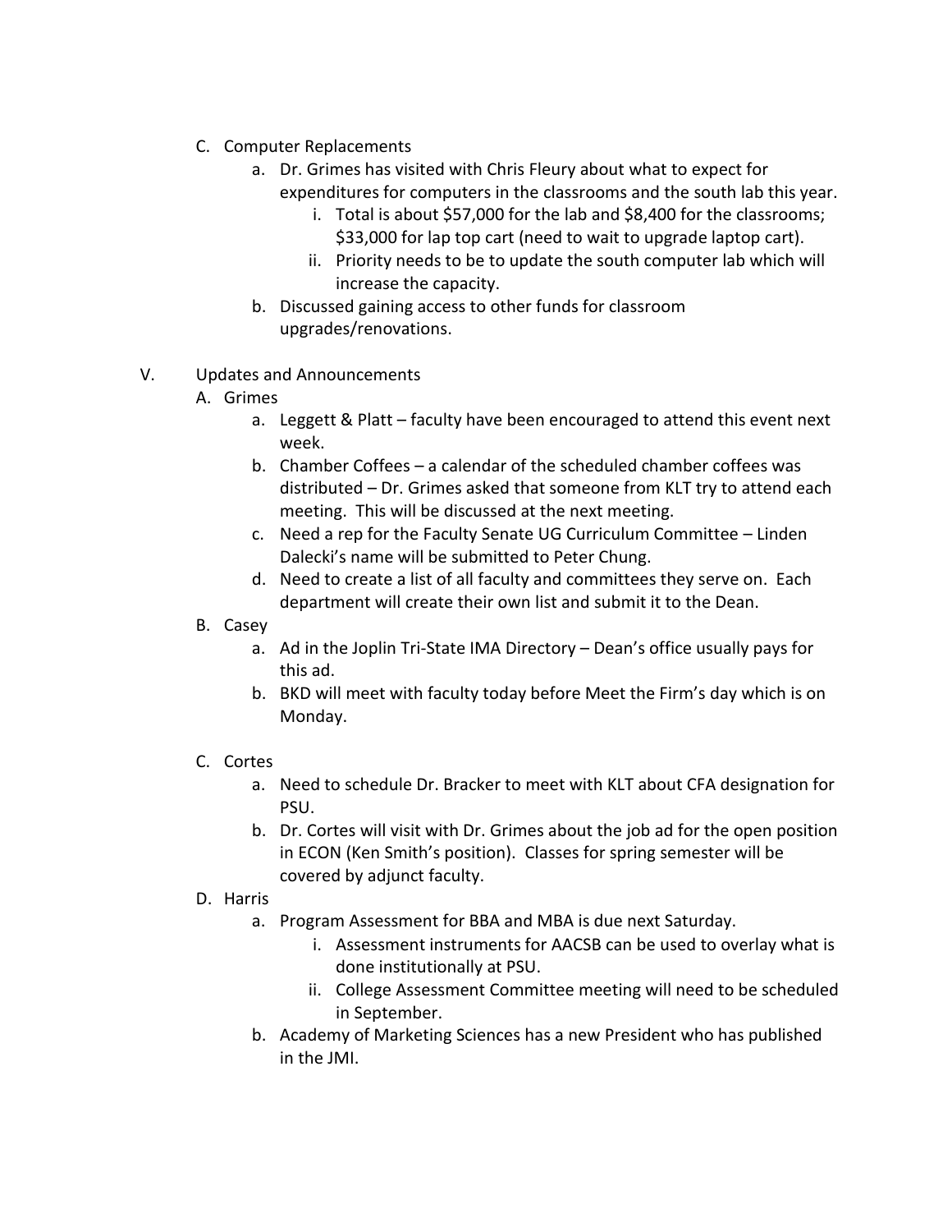C. Computer Replacements
   a. Dr. Grimes has visited with Chris Fleury about what to expect for expenditures for computers in the classrooms and the south lab this year.
      i. Total is about $57,000 for the lab and $8,400 for the classrooms; $33,000 for lap top cart (need to wait to upgrade laptop cart).
      ii. Priority needs to be to update the south computer lab which will increase the capacity.
   b. Discussed gaining access to other funds for classroom upgrades/renovations.

V. Updates and Announcements

A. Grimes
   a. Leggett & Platt – faculty have been encouraged to attend this event next week.
   b. Chamber Coffees – a calendar of the scheduled chamber coffees was distributed – Dr. Grimes asked that someone from KLT try to attend each meeting. This will be discussed at the next meeting.
   c. Need a rep for the Faculty Senate UG Curriculum Committee – Linden Dalecki's name will be submitted to Peter Chung.
   d. Need to create a list of all faculty and committees they serve on. Each department will create their own list and submit it to the Dean.

B. Casey
   a. Ad in the Joplin Tri-State IMA Directory – Dean's office usually pays for this ad.
   b. BKD will meet with faculty today before Meet the Firm's day which is on Monday.

C. Cortes
   a. Need to schedule Dr. Bracker to meet with KLT about CFA designation for PSU.
   b. Dr. Cortes will visit with Dr. Grimes about the job ad for the open position in ECON (Ken Smith's position). Classes for spring semester will be covered by adjunct faculty.

D. Harris
   a. Program Assessment for BBA and MBA is due next Saturday.
      i. Assessment instruments for AACSB can be used to overlay what is done institutionally at PSU.
      ii. College Assessment Committee meeting will need to be scheduled in September.
   b. Academy of Marketing Sciences has a new President who has published in the JMI.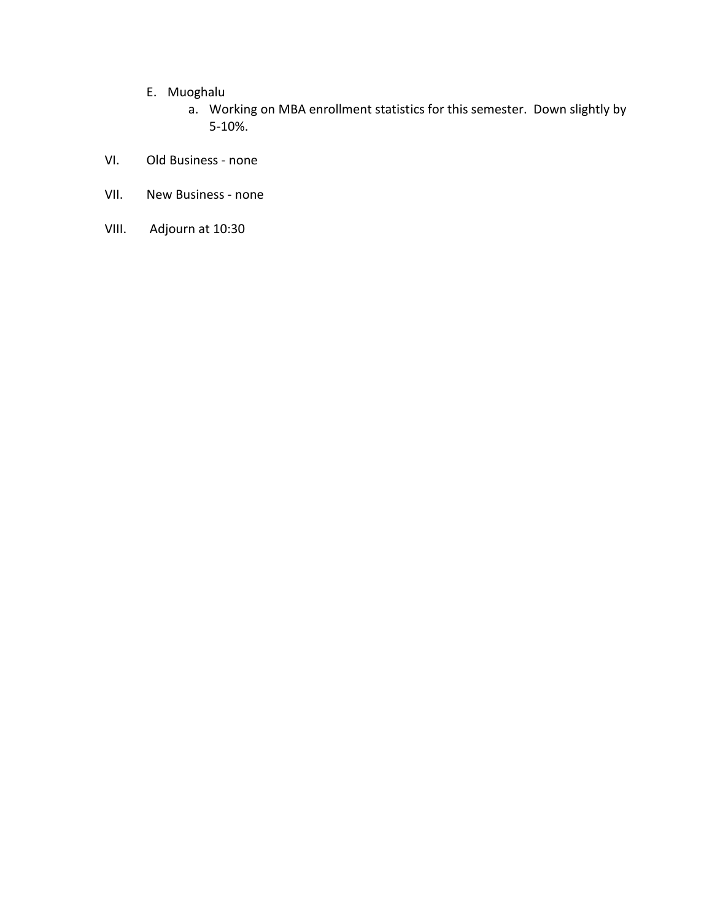E. Muoghalu
   a. Working on MBA enrollment statistics for this semester. Down slightly by 5-10%.

VI. Old Business - none

VII. New Business - none

VIII. Adjourn at 10:30